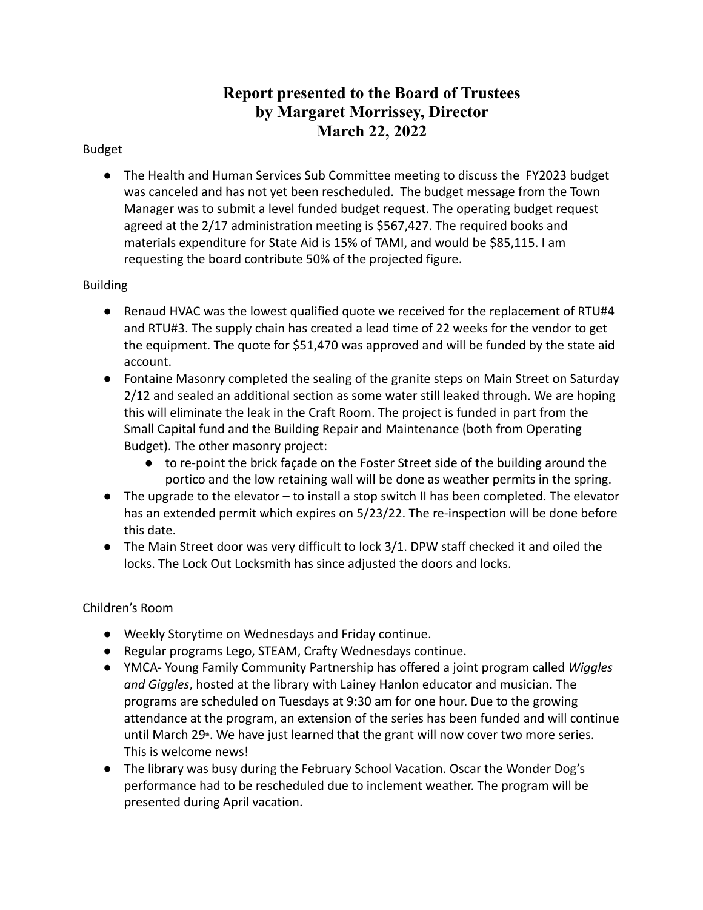# Report presented to the Board of Trustees by Margaret Morrissey, Director March 22, 2022

Budget

- The Health and Human Services Sub Committee meeting to discuss the FY2023 budget was canceled and has not yet been rescheduled. The budget message from the Town Manager was to submit a level funded budget request. The operating budget request agreed at the 2/17 administration meeting is $567,427. The required books and materials expenditure for State Aid is 15% of TAMI, and would be $85,115. I am requesting the board contribute 50% of the projected figure.

Building

- Renaud HVAC was the lowest qualified quote we received for the replacement of RTU#4 and RTU#3. The supply chain has created a lead time of 22 weeks for the vendor to get the equipment. The quote for $51,470 was approved and will be funded by the state aid account.
- Fontaine Masonry completed the sealing of the granite steps on Main Street on Saturday 2/12 and sealed an additional section as some water still leaked through. We are hoping this will eliminate the leak in the Craft Room. The project is funded in part from the Small Capital fund and the Building Repair and Maintenance (both from Operating Budget). The other masonry project:
  - to re-point the brick façade on the Foster Street side of the building around the portico and the low retaining wall will be done as weather permits in the spring.
- The upgrade to the elevator – to install a stop switch II has been completed. The elevator has an extended permit which expires on 5/23/22. The re-inspection will be done before this date.
- The Main Street door was very difficult to lock 3/1. DPW staff checked it and oiled the locks. The Lock Out Locksmith has since adjusted the doors and locks.

Children's Room

- Weekly Storytime on Wednesdays and Friday continue.
- Regular programs Lego, STEAM, Crafty Wednesdays continue.
- YMCA- Young Family Community Partnership has offered a joint program called *Wiggles and Giggles*, hosted at the library with Lainey Hanlon educator and musician. The programs are scheduled on Tuesdays at 9:30 am for one hour. Due to the growing attendance at the program, an extension of the series has been funded and will continue until March 29th. We have just learned that the grant will now cover two more series. This is welcome news!
- The library was busy during the February School Vacation. Oscar the Wonder Dog's performance had to be rescheduled due to inclement weather. The program will be presented during April vacation.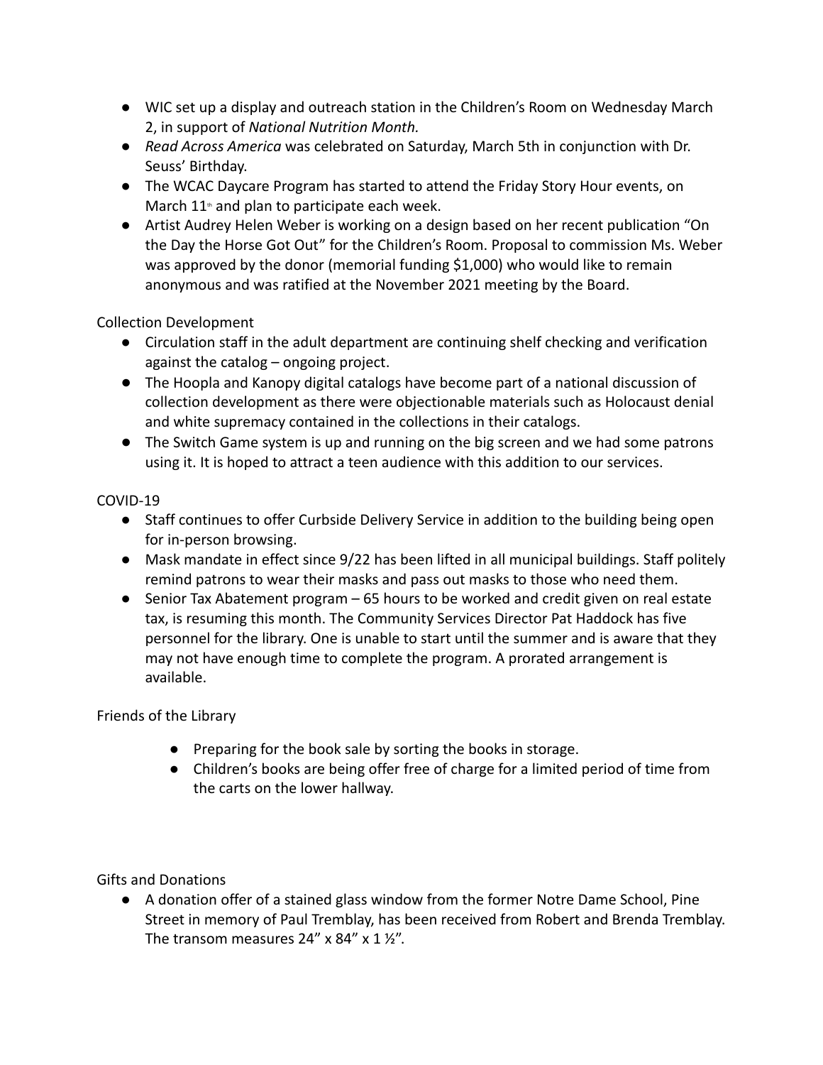- WIC set up a display and outreach station in the Children's Room on Wednesday March 2, in support of *National Nutrition Month.*
- *Read Across America* was celebrated on Saturday, March 5th in conjunction with Dr. Seuss' Birthday.
- The WCAC Daycare Program has started to attend the Friday Story Hour events, on March 11th and plan to participate each week.
- Artist Audrey Helen Weber is working on a design based on her recent publication "On the Day the Horse Got Out" for the Children's Room. Proposal to commission Ms. Weber was approved by the donor (memorial funding $1,000) who would like to remain anonymous and was ratified at the November 2021 meeting by the Board.

Collection Development

- Circulation staff in the adult department are continuing shelf checking and verification against the catalog – ongoing project.
- The Hoopla and Kanopy digital catalogs have become part of a national discussion of collection development as there were objectionable materials such as Holocaust denial and white supremacy contained in the collections in their catalogs.
- The Switch Game system is up and running on the big screen and we had some patrons using it. It is hoped to attract a teen audience with this addition to our services.

COVID-19

- Staff continues to offer Curbside Delivery Service in addition to the building being open for in-person browsing.
- Mask mandate in effect since 9/22 has been lifted in all municipal buildings. Staff politely remind patrons to wear their masks and pass out masks to those who need them.
- Senior Tax Abatement program – 65 hours to be worked and credit given on real estate tax, is resuming this month. The Community Services Director Pat Haddock has five personnel for the library. One is unable to start until the summer and is aware that they may not have enough time to complete the program. A prorated arrangement is available.

Friends of the Library

- Preparing for the book sale by sorting the books in storage.
- Children's books are being offer free of charge for a limited period of time from the carts on the lower hallway.

Gifts and Donations

- A donation offer of a stained glass window from the former Notre Dame School, Pine Street in memory of Paul Tremblay, has been received from Robert and Brenda Tremblay. The transom measures 24" x 84" x 1 ½".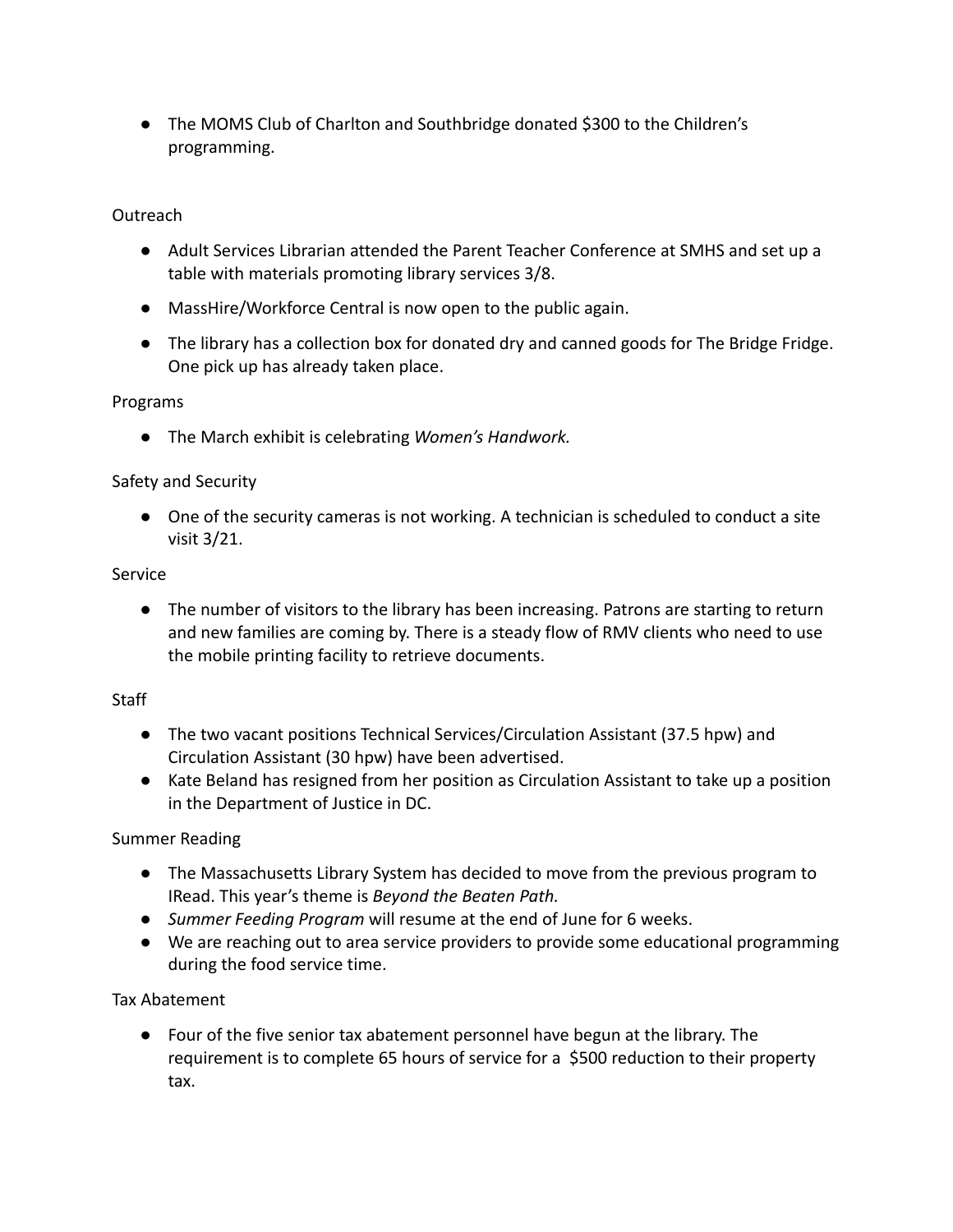- The MOMS Club of Charlton and Southbridge donated $300 to the Children's programming.

Outreach

- Adult Services Librarian attended the Parent Teacher Conference at SMHS and set up a table with materials promoting library services 3/8.
- MassHire/Workforce Central is now open to the public again.
- The library has a collection box for donated dry and canned goods for The Bridge Fridge. One pick up has already taken place.

Programs

- The March exhibit is celebrating *Women's Handwork.*

Safety and Security

- One of the security cameras is not working. A technician is scheduled to conduct a site visit 3/21.

Service

- The number of visitors to the library has been increasing. Patrons are starting to return and new families are coming by. There is a steady flow of RMV clients who need to use the mobile printing facility to retrieve documents.

Staff

- The two vacant positions Technical Services/Circulation Assistant (37.5 hpw) and Circulation Assistant (30 hpw) have been advertised.
- Kate Beland has resigned from her position as Circulation Assistant to take up a position in the Department of Justice in DC.

Summer Reading

- The Massachusetts Library System has decided to move from the previous program to IRead. This year's theme is *Beyond the Beaten Path.*
- *Summer Feeding Program* will resume at the end of June for 6 weeks.
- We are reaching out to area service providers to provide some educational programming during the food service time.

Tax Abatement

- Four of the five senior tax abatement personnel have begun at the library. The requirement is to complete 65 hours of service for a $500 reduction to their property tax.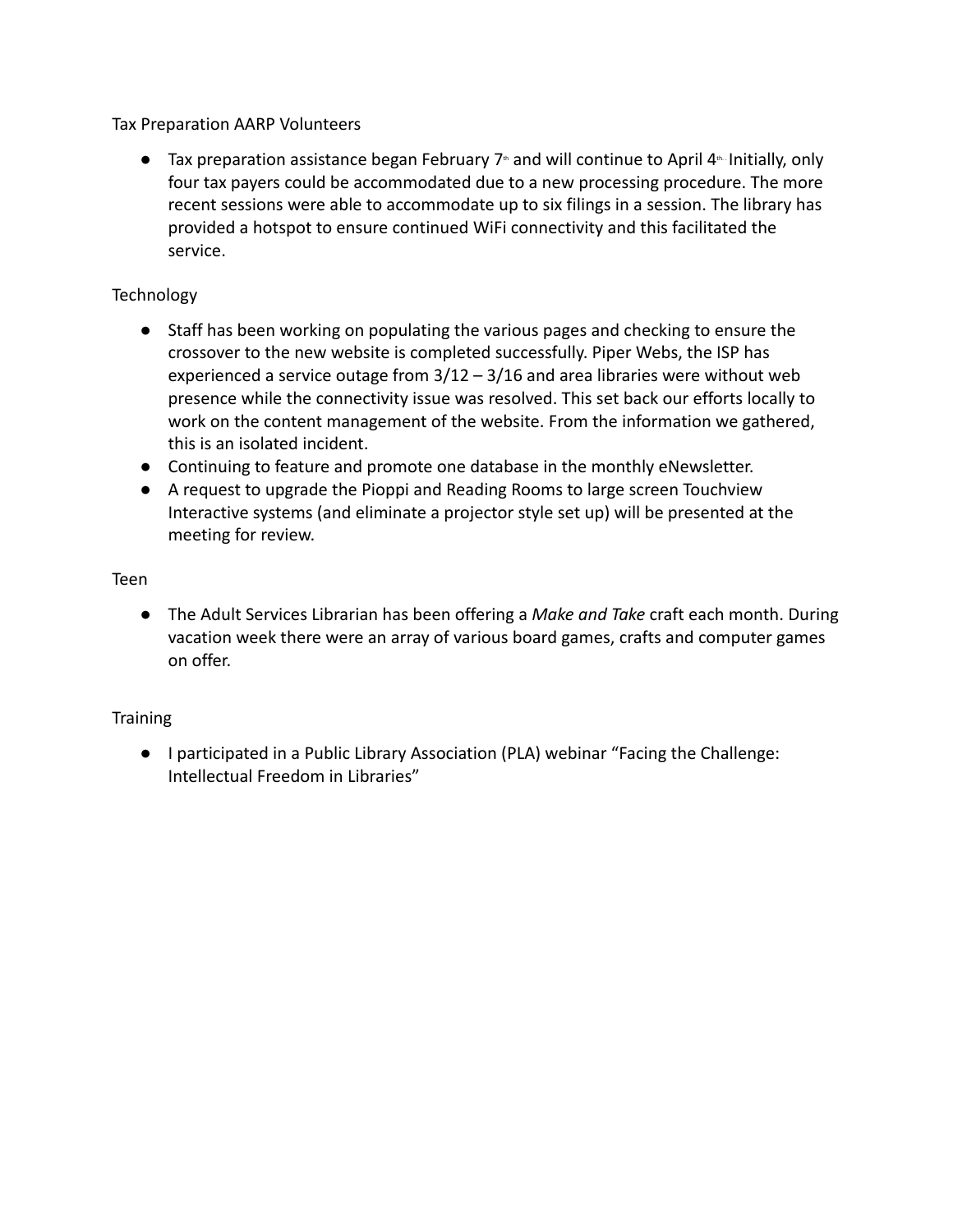Tax Preparation AARP Volunteers

- Tax preparation assistance began February 7th and will continue to April 4th. Initially, only four tax payers could be accommodated due to a new processing procedure. The more recent sessions were able to accommodate up to six filings in a session. The library has provided a hotspot to ensure continued WiFi connectivity and this facilitated the service.

Technology

- Staff has been working on populating the various pages and checking to ensure the crossover to the new website is completed successfully. Piper Webs, the ISP has experienced a service outage from 3/12 – 3/16 and area libraries were without web presence while the connectivity issue was resolved. This set back our efforts locally to work on the content management of the website. From the information we gathered, this is an isolated incident.
- Continuing to feature and promote one database in the monthly eNewsletter.
- A request to upgrade the Pioppi and Reading Rooms to large screen Touchview Interactive systems (and eliminate a projector style set up) will be presented at the meeting for review.

Teen

- The Adult Services Librarian has been offering a *Make and Take* craft each month. During vacation week there were an array of various board games, crafts and computer games on offer.

Training

- I participated in a Public Library Association (PLA) webinar "Facing the Challenge: Intellectual Freedom in Libraries"